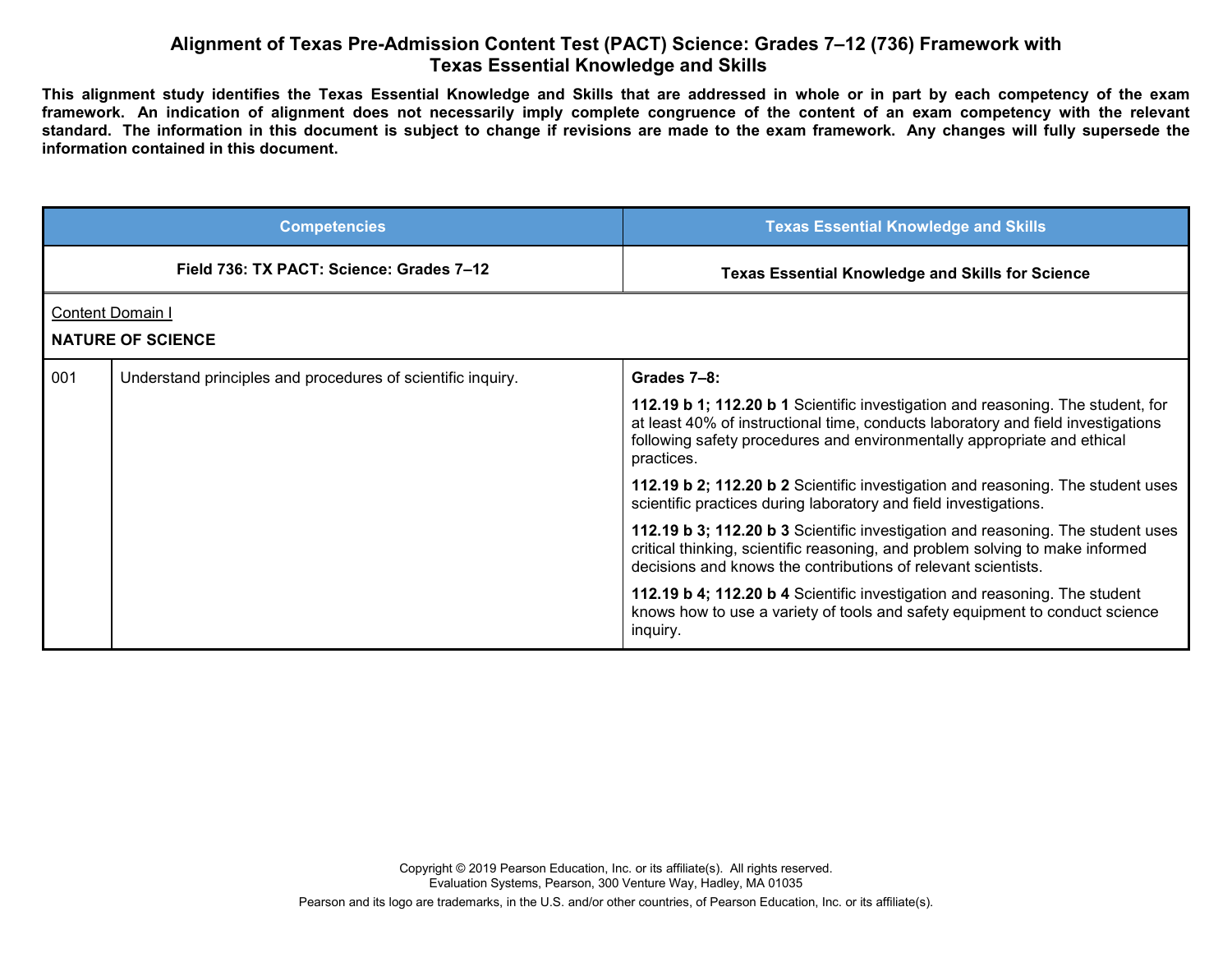# Alignment of Texas Pre-Admission Content Test (PACT) Science: Grades 7–12 (736) Framework with Texas Essential Knowledge and Skills

**This alignment study identifies the Texas Essential Knowledge and Skills that are addressed in whole or in part by each competency of the exam framework. An indication of alignment does not necessarily imply complete congruence of the content of an exam competency with the relevant standard. The information in this document is subject to change if revisions are made to the exam framework. Any changes will fully supersede the information contained in this document.**

| Competencies | | Texas Essential Knowledge and Skills |
|---|---|---|
| **Field 736: TX PACT: Science: Grades 7–12** | | **Texas Essential Knowledge and Skills for Science** |
| Content Domain I<br>**NATURE OF SCIENCE** | | |
| 001 | Understand principles and procedures of scientific inquiry. | **Grades 7–8:**<br><br>**112.19 b 1; 112.20 b 1** Scientific investigation and reasoning. The student, for at least 40% of instructional time, conducts laboratory and field investigations following safety procedures and environmentally appropriate and ethical practices.<br><br>**112.19 b 2; 112.20 b 2** Scientific investigation and reasoning. The student uses scientific practices during laboratory and field investigations.<br><br>**112.19 b 3; 112.20 b 3** Scientific investigation and reasoning. The student uses critical thinking, scientific reasoning, and problem solving to make informed decisions and knows the contributions of relevant scientists.<br><br>**112.19 b 4; 112.20 b 4** Scientific investigation and reasoning. The student knows how to use a variety of tools and safety equipment to conduct science inquiry. |

Copyright © 2019 Pearson Education, Inc. or its affiliate(s). All rights reserved.
Evaluation Systems, Pearson, 300 Venture Way, Hadley, MA 01035

Pearson and its logo are trademarks, in the U.S. and/or other countries, of Pearson Education, Inc. or its affiliate(s).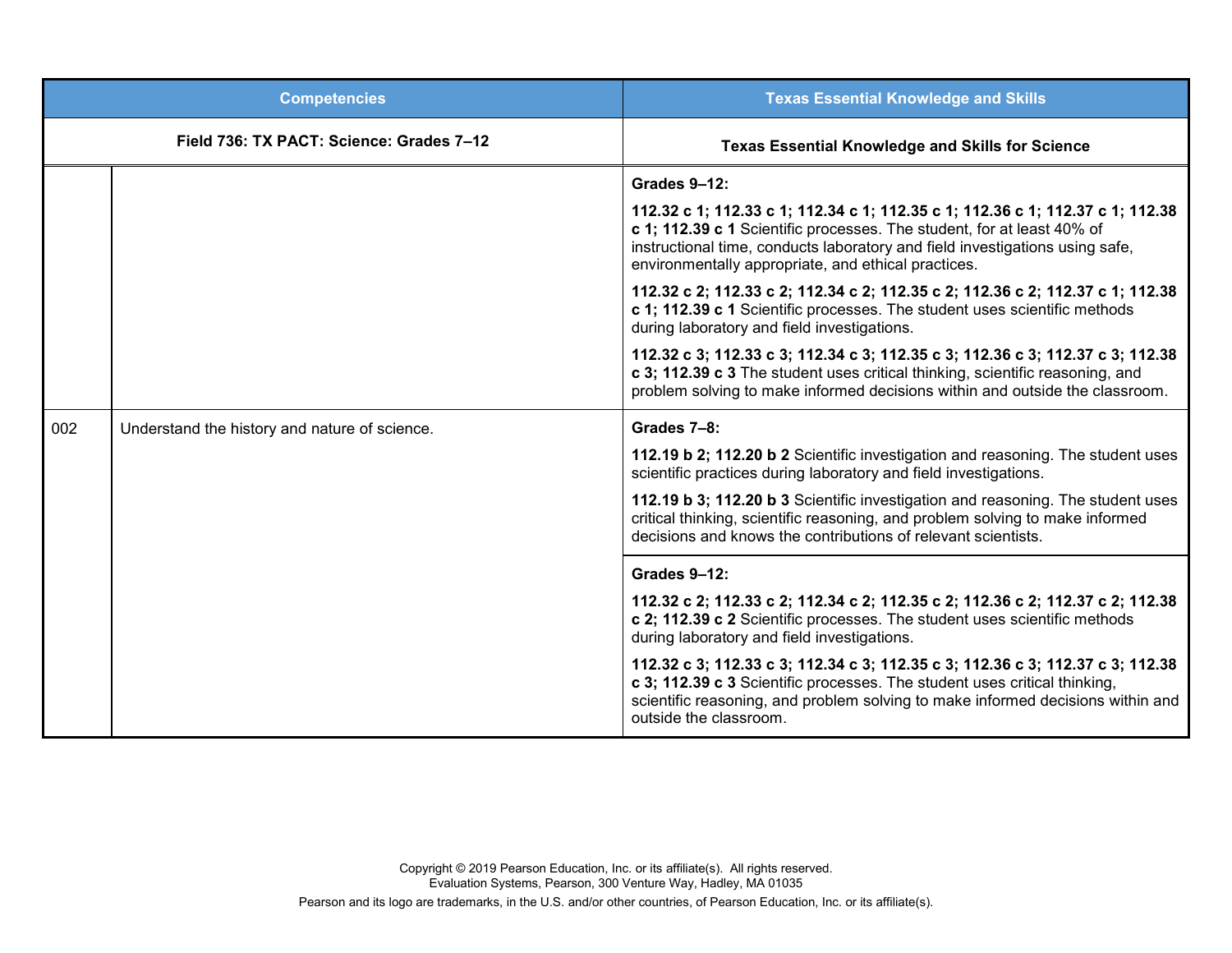| Competencies | | Texas Essential Knowledge and Skills |
|---|---|---|
| **Field 736: TX PACT: Science: Grades 7–12** | | **Texas Essential Knowledge and Skills for Science** |
| | | **Grades 9–12:**<br><br>**112.32 c 1; 112.33 c 1; 112.34 c 1; 112.35 c 1; 112.36 c 1; 112.37 c 1; 112.38 c 1; 112.39 c 1** Scientific processes. The student, for at least 40% of instructional time, conducts laboratory and field investigations using safe, environmentally appropriate, and ethical practices.<br><br>**112.32 c 2; 112.33 c 2; 112.34 c 2; 112.35 c 2; 112.36 c 2; 112.37 c 1; 112.38 c 1; 112.39 c 1** Scientific processes. The student uses scientific methods during laboratory and field investigations.<br><br>**112.32 c 3; 112.33 c 3; 112.34 c 3; 112.35 c 3; 112.36 c 3; 112.37 c 3; 112.38 c 3; 112.39 c 3** The student uses critical thinking, scientific reasoning, and problem solving to make informed decisions within and outside the classroom. |
| 002 | Understand the history and nature of science. | **Grades 7–8:**<br><br>**112.19 b 2; 112.20 b 2** Scientific investigation and reasoning. The student uses scientific practices during laboratory and field investigations.<br><br>**112.19 b 3; 112.20 b 3** Scientific investigation and reasoning. The student uses critical thinking, scientific reasoning, and problem solving to make informed decisions and knows the contributions of relevant scientists. |
| | | **Grades 9–12:**<br><br>**112.32 c 2; 112.33 c 2; 112.34 c 2; 112.35 c 2; 112.36 c 2; 112.37 c 2; 112.38 c 2; 112.39 c 2** Scientific processes. The student uses scientific methods during laboratory and field investigations.<br><br>**112.32 c 3; 112.33 c 3; 112.34 c 3; 112.35 c 3; 112.36 c 3; 112.37 c 3; 112.38 c 3; 112.39 c 3** Scientific processes. The student uses critical thinking, scientific reasoning, and problem solving to make informed decisions within and outside the classroom. |

Copyright © 2019 Pearson Education, Inc. or its affiliate(s). All rights reserved.
Evaluation Systems, Pearson, 300 Venture Way, Hadley, MA 01035

Pearson and its logo are trademarks, in the U.S. and/or other countries, of Pearson Education, Inc. or its affiliate(s).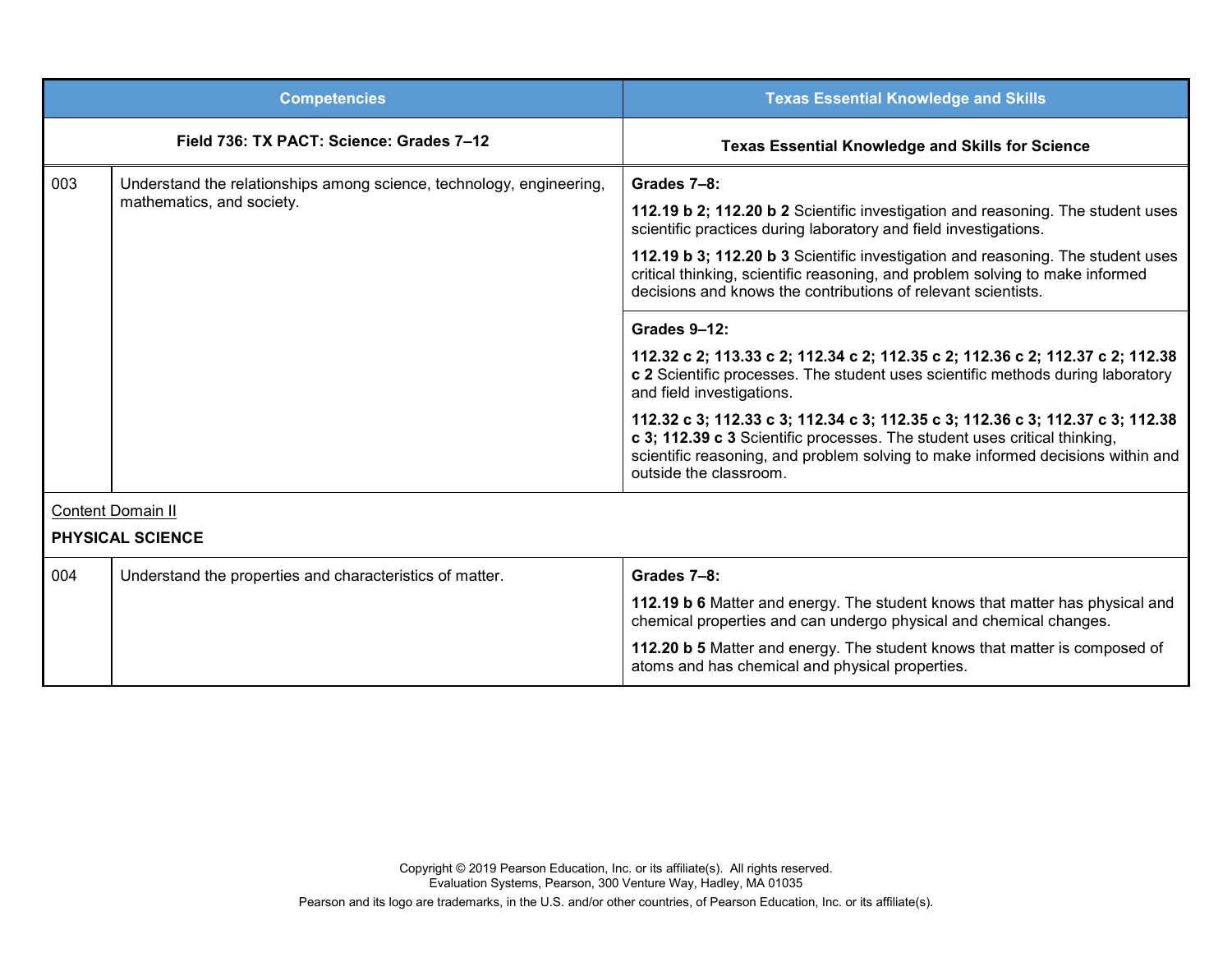| Competencies | | Texas Essential Knowledge and Skills |
|---|---|---|
| **Field 736: TX PACT: Science: Grades 7–12** | | **Texas Essential Knowledge and Skills for Science** |
| 003 | Understand the relationships among science, technology, engineering, mathematics, and society. | **Grades 7–8:**<br><br>**112.19 b 2; 112.20 b 2** Scientific investigation and reasoning. The student uses scientific practices during laboratory and field investigations.<br><br>**112.19 b 3; 112.20 b 3** Scientific investigation and reasoning. The student uses critical thinking, scientific reasoning, and problem solving to make informed decisions and knows the contributions of relevant scientists. |
| | | **Grades 9–12:**<br><br>**112.32 c 2; 113.33 c 2; 112.34 c 2; 112.35 c 2; 112.36 c 2; 112.37 c 2; 112.38 c 2** Scientific processes. The student uses scientific methods during laboratory and field investigations.<br><br>**112.32 c 3; 112.33 c 3; 112.34 c 3; 112.35 c 3; 112.36 c 3; 112.37 c 3; 112.38 c 3; 112.39 c 3** Scientific processes. The student uses critical thinking, scientific reasoning, and problem solving to make informed decisions within and outside the classroom. |
| Content Domain II<br><br>**PHYSICAL SCIENCE** | | |
| 004 | Understand the properties and characteristics of matter. | **Grades 7–8:**<br><br>**112.19 b 6** Matter and energy. The student knows that matter has physical and chemical properties and can undergo physical and chemical changes.<br><br>**112.20 b 5** Matter and energy. The student knows that matter is composed of atoms and has chemical and physical properties. |

Copyright © 2019 Pearson Education, Inc. or its affiliate(s). All rights reserved.
Evaluation Systems, Pearson, 300 Venture Way, Hadley, MA 01035

Pearson and its logo are trademarks, in the U.S. and/or other countries, of Pearson Education, Inc. or its affiliate(s).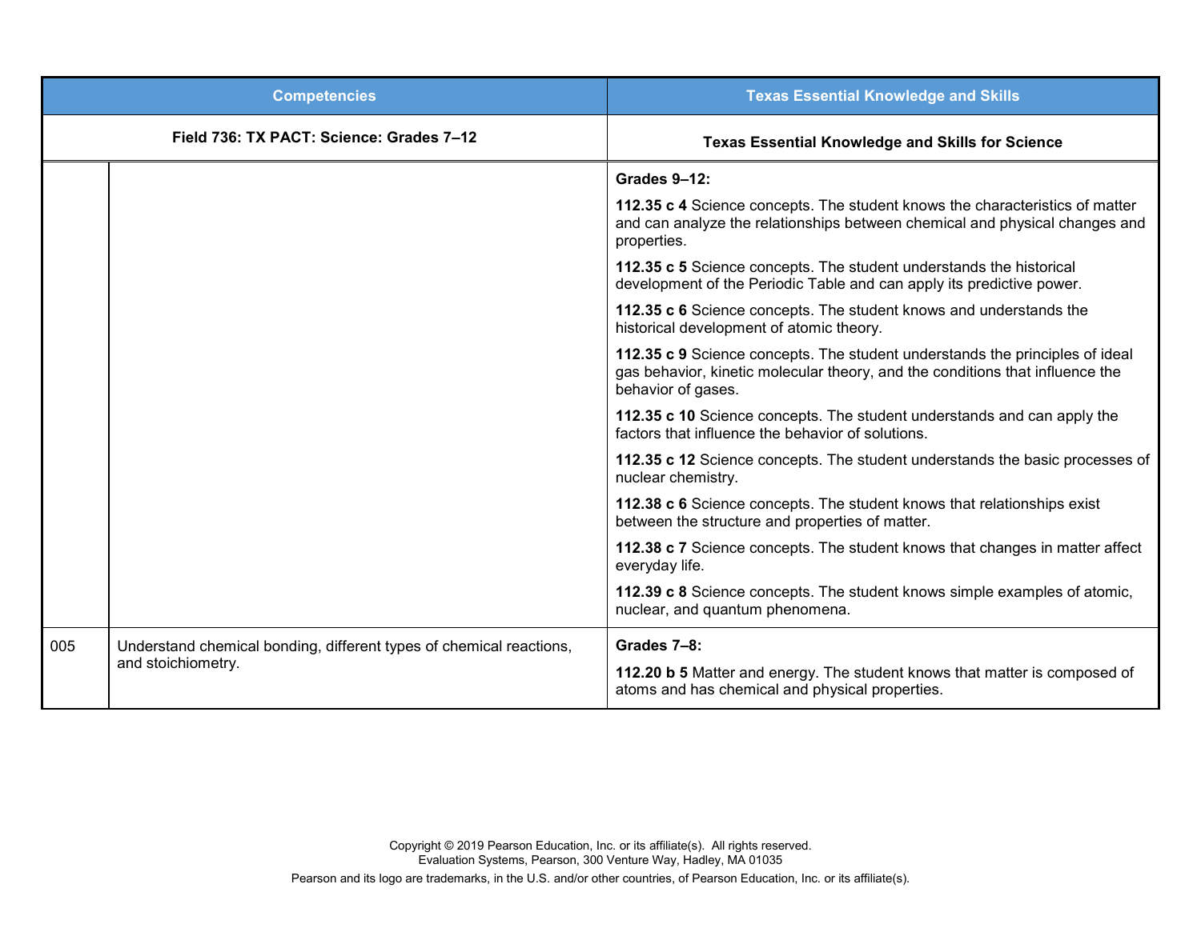| Competencies | | Texas Essential Knowledge and Skills |
|---|---|---|
| **Field 736: TX PACT: Science: Grades 7–12** | | **Texas Essential Knowledge and Skills for Science** |
| | | **Grades 9–12:**<br><br>**112.35 c 4** Science concepts. The student knows the characteristics of matter and can analyze the relationships between chemical and physical changes and properties.<br><br>**112.35 c 5** Science concepts. The student understands the historical development of the Periodic Table and can apply its predictive power.<br><br>**112.35 c 6** Science concepts. The student knows and understands the historical development of atomic theory.<br><br>**112.35 c 9** Science concepts. The student understands the principles of ideal gas behavior, kinetic molecular theory, and the conditions that influence the behavior of gases.<br><br>**112.35 c 10** Science concepts. The student understands and can apply the factors that influence the behavior of solutions.<br><br>**112.35 c 12** Science concepts. The student understands the basic processes of nuclear chemistry.<br><br>**112.38 c 6** Science concepts. The student knows that relationships exist between the structure and properties of matter.<br><br>**112.38 c 7** Science concepts. The student knows that changes in matter affect everyday life.<br><br>**112.39 c 8** Science concepts. The student knows simple examples of atomic, nuclear, and quantum phenomena. |
| 005 | Understand chemical bonding, different types of chemical reactions, and stoichiometry. | **Grades 7–8:**<br><br>**112.20 b 5** Matter and energy. The student knows that matter is composed of atoms and has chemical and physical properties. |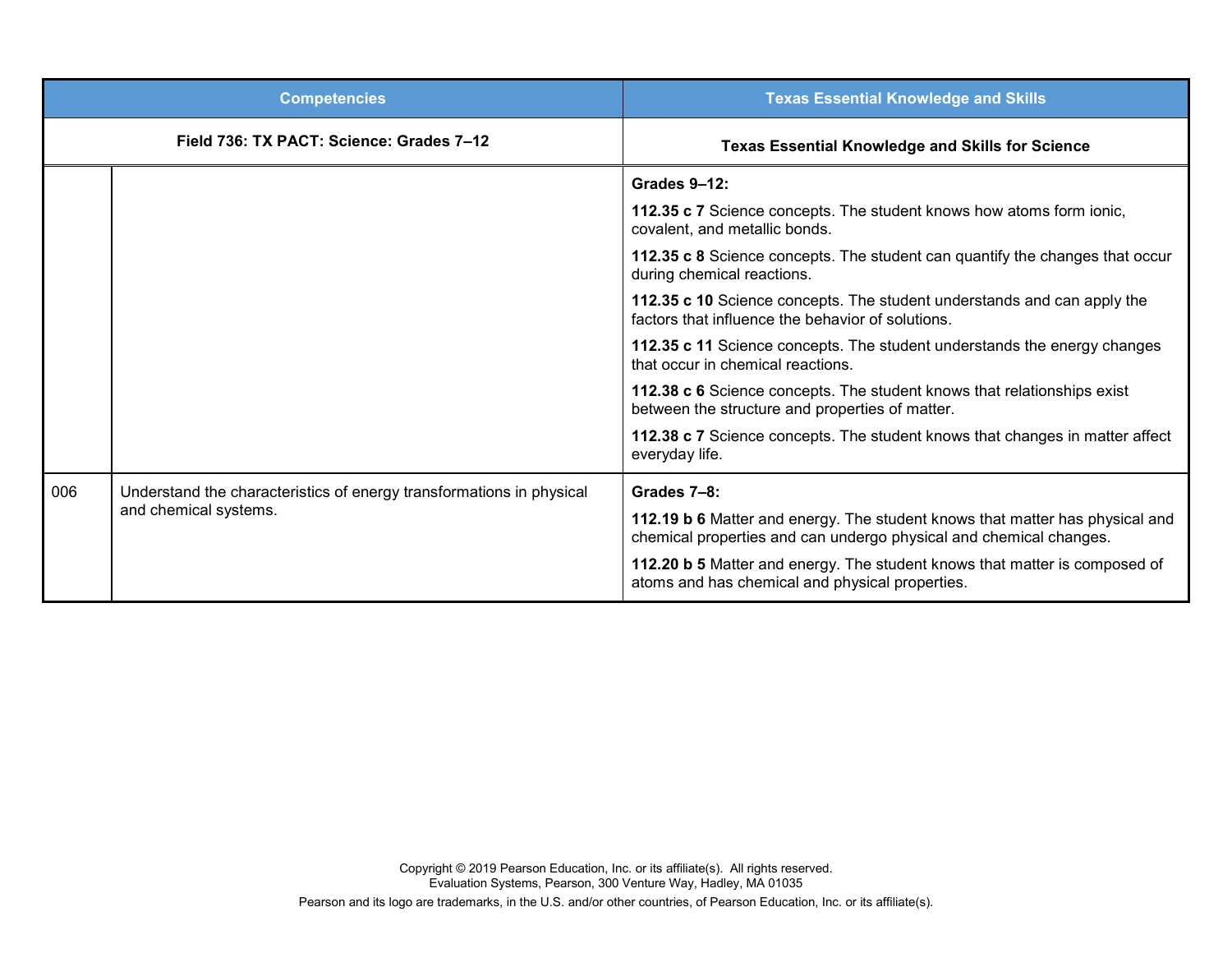| Competencies | | Texas Essential Knowledge and Skills |
|---|---|---|
| **Field 736: TX PACT: Science: Grades 7–12** | | **Texas Essential Knowledge and Skills for Science** |
| | | **Grades 9–12:**<br><br>**112.35 c 7** Science concepts. The student knows how atoms form ionic, covalent, and metallic bonds.<br><br>**112.35 c 8** Science concepts. The student can quantify the changes that occur during chemical reactions.<br><br>**112.35 c 10** Science concepts. The student understands and can apply the factors that influence the behavior of solutions.<br><br>**112.35 c 11** Science concepts. The student understands the energy changes that occur in chemical reactions.<br><br>**112.38 c 6** Science concepts. The student knows that relationships exist between the structure and properties of matter.<br><br>**112.38 c 7** Science concepts. The student knows that changes in matter affect everyday life. |
| 006 | Understand the characteristics of energy transformations in physical and chemical systems. | **Grades 7–8:**<br><br>**112.19 b 6** Matter and energy. The student knows that matter has physical and chemical properties and can undergo physical and chemical changes.<br><br>**112.20 b 5** Matter and energy. The student knows that matter is composed of atoms and has chemical and physical properties. |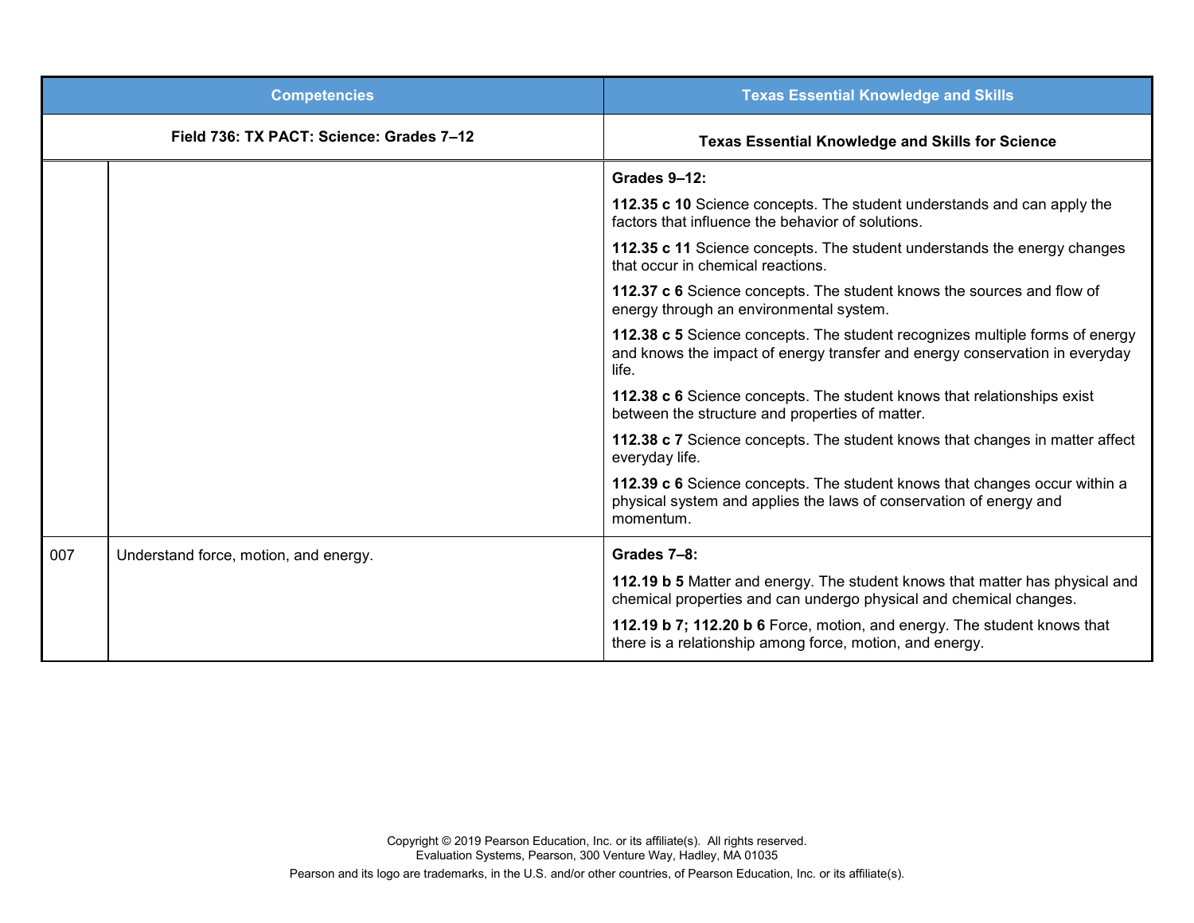| Competencies | | Texas Essential Knowledge and Skills |
| --- | --- | --- |
| **Field 736: TX PACT: Science: Grades 7–12** | | **Texas Essential Knowledge and Skills for Science** |
| | | **Grades 9–12:**<br><br>**112.35 c 10** Science concepts. The student understands and can apply the factors that influence the behavior of solutions.<br><br>**112.35 c 11** Science concepts. The student understands the energy changes that occur in chemical reactions.<br><br>**112.37 c 6** Science concepts. The student knows the sources and flow of energy through an environmental system.<br><br>**112.38 c 5** Science concepts. The student recognizes multiple forms of energy and knows the impact of energy transfer and energy conservation in everyday life.<br><br>**112.38 c 6** Science concepts. The student knows that relationships exist between the structure and properties of matter.<br><br>**112.38 c 7** Science concepts. The student knows that changes in matter affect everyday life.<br><br>**112.39 c 6** Science concepts. The student knows that changes occur within a physical system and applies the laws of conservation of energy and momentum. |
| 007 | Understand force, motion, and energy. | **Grades 7–8:**<br><br>**112.19 b 5** Matter and energy. The student knows that matter has physical and chemical properties and can undergo physical and chemical changes.<br><br>**112.19 b 7; 112.20 b 6** Force, motion, and energy. The student knows that there is a relationship among force, motion, and energy. |

Copyright © 2019 Pearson Education, Inc. or its affiliate(s). All rights reserved.
Evaluation Systems, Pearson, 300 Venture Way, Hadley, MA 01035

Pearson and its logo are trademarks, in the U.S. and/or other countries, of Pearson Education, Inc. or its affiliate(s).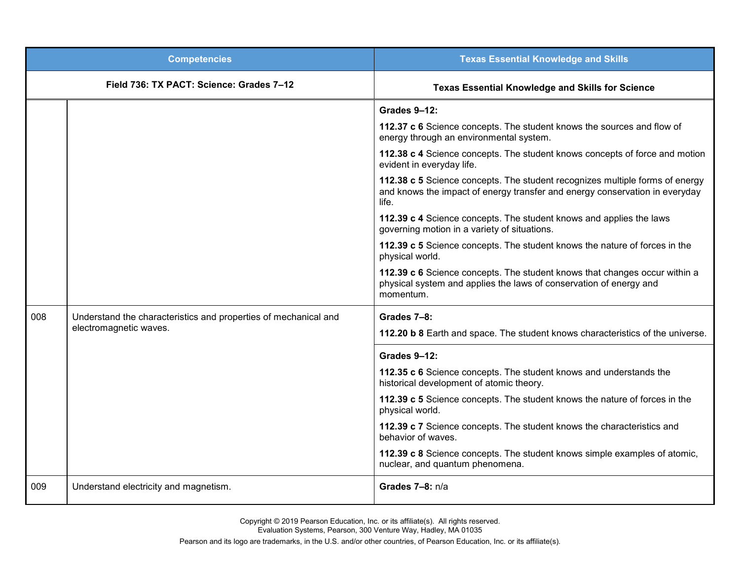| Competencies | | Texas Essential Knowledge and Skills |
|---|---|---|
| **Field 736: TX PACT: Science: Grades 7–12** | | **Texas Essential Knowledge and Skills for Science** |
| | | **Grades 9–12:**<br><br>**112.37 c 6** Science concepts. The student knows the sources and flow of energy through an environmental system.<br><br>**112.38 c 4** Science concepts. The student knows concepts of force and motion evident in everyday life.<br><br>**112.38 c 5** Science concepts. The student recognizes multiple forms of energy and knows the impact of energy transfer and energy conservation in everyday life.<br><br>**112.39 c 4** Science concepts. The student knows and applies the laws governing motion in a variety of situations.<br><br>**112.39 c 5** Science concepts. The student knows the nature of forces in the physical world.<br><br>**112.39 c 6** Science concepts. The student knows that changes occur within a physical system and applies the laws of conservation of energy and momentum. |
| 008 | Understand the characteristics and properties of mechanical and electromagnetic waves. | **Grades 7–8:**<br><br>**112.20 b 8** Earth and space. The student knows characteristics of the universe. |
| | | **Grades 9–12:**<br><br>**112.35 c 6** Science concepts. The student knows and understands the historical development of atomic theory.<br><br>**112.39 c 5** Science concepts. The student knows the nature of forces in the physical world.<br><br>**112.39 c 7** Science concepts. The student knows the characteristics and behavior of waves.<br><br>**112.39 c 8** Science concepts. The student knows simple examples of atomic, nuclear, and quantum phenomena. |
| 009 | Understand electricity and magnetism. | **Grades 7–8:** n/a |

Copyright © 2019 Pearson Education, Inc. or its affiliate(s). All rights reserved.
Evaluation Systems, Pearson, 300 Venture Way, Hadley, MA 01035

Pearson and its logo are trademarks, in the U.S. and/or other countries, of Pearson Education, Inc. or its affiliate(s).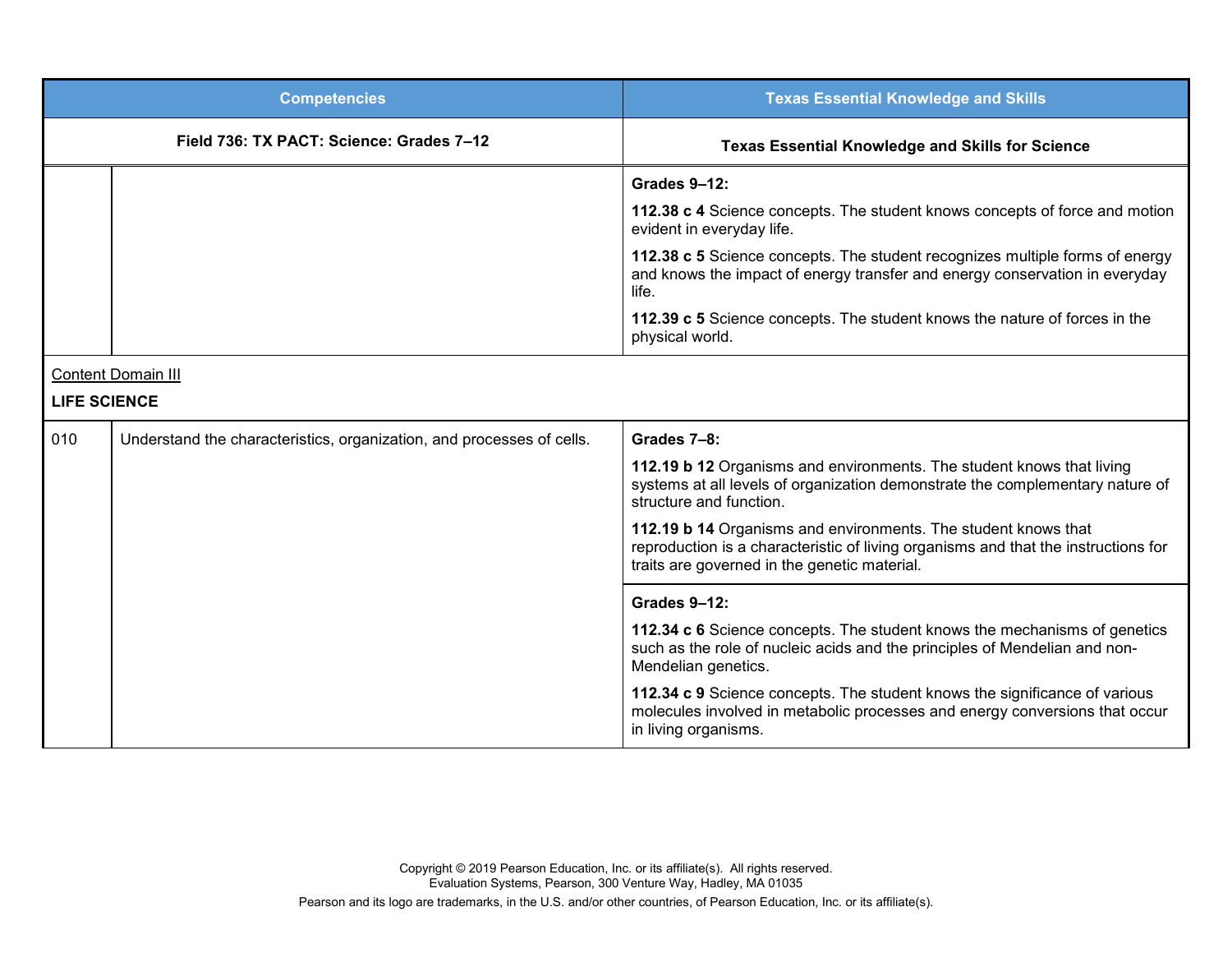| Competencies | | Texas Essential Knowledge and Skills |
| --- | --- | --- |
| Field 736: TX PACT: Science: Grades 7–12 | | Texas Essential Knowledge and Skills for Science |
| | | **Grades 9–12:**<br><br>**112.38 c 4** Science concepts. The student knows concepts of force and motion evident in everyday life.<br><br>**112.38 c 5** Science concepts. The student recognizes multiple forms of energy and knows the impact of energy transfer and energy conservation in everyday life.<br><br>**112.39 c 5** Science concepts. The student knows the nature of forces in the physical world. |
| Content Domain III<br><br>**LIFE SCIENCE** | | |
| 010 | Understand the characteristics, organization, and processes of cells. | **Grades 7–8:**<br><br>**112.19 b 12** Organisms and environments. The student knows that living systems at all levels of organization demonstrate the complementary nature of structure and function.<br><br>**112.19 b 14** Organisms and environments. The student knows that reproduction is a characteristic of living organisms and that the instructions for traits are governed in the genetic material. |
| | | **Grades 9–12:**<br><br>**112.34 c 6** Science concepts. The student knows the mechanisms of genetics such as the role of nucleic acids and the principles of Mendelian and non-Mendelian genetics.<br><br>**112.34 c 9** Science concepts. The student knows the significance of various molecules involved in metabolic processes and energy conversions that occur in living organisms. |

Copyright © 2019 Pearson Education, Inc. or its affiliate(s). All rights reserved.
Evaluation Systems, Pearson, 300 Venture Way, Hadley, MA 01035

Pearson and its logo are trademarks, in the U.S. and/or other countries, of Pearson Education, Inc. or its affiliate(s).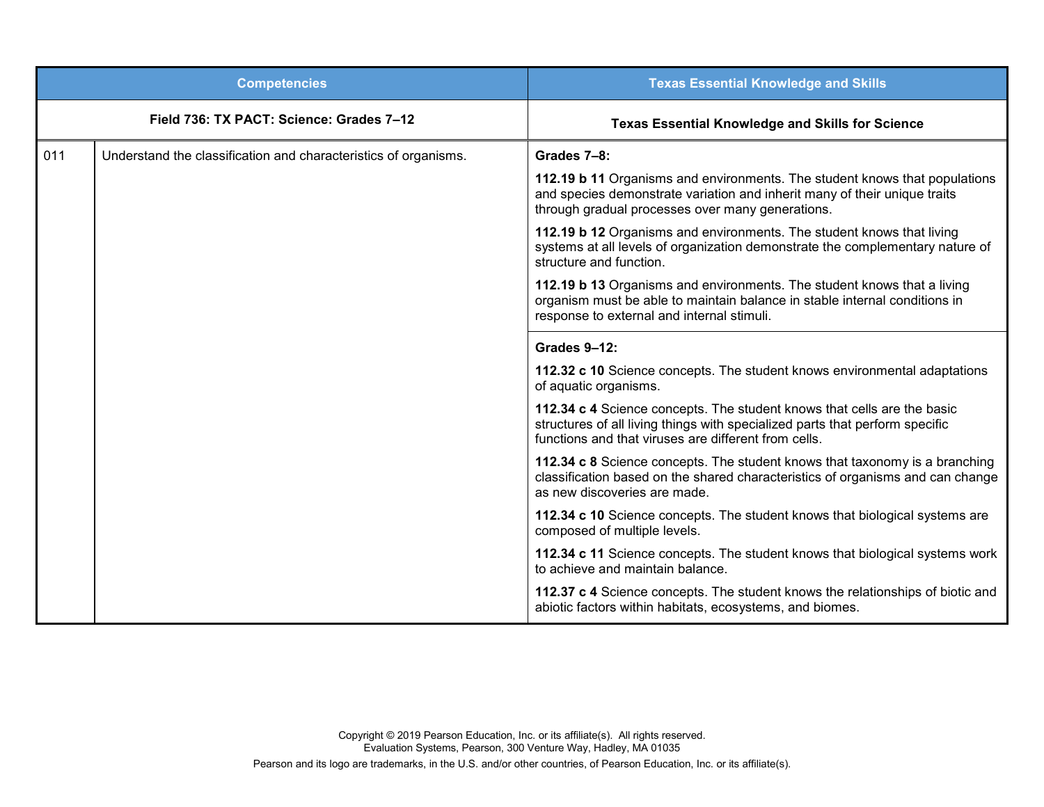| Competencies | | Texas Essential Knowledge and Skills |
|---|---|---|
| **Field 736: TX PACT: Science: Grades 7–12** | | **Texas Essential Knowledge and Skills for Science** |
| 011 | Understand the classification and characteristics of organisms. | **Grades 7–8:**<br><br>**112.19 b 11** Organisms and environments. The student knows that populations and species demonstrate variation and inherit many of their unique traits through gradual processes over many generations.<br><br>**112.19 b 12** Organisms and environments. The student knows that living systems at all levels of organization demonstrate the complementary nature of structure and function.<br><br>**112.19 b 13** Organisms and environments. The student knows that a living organism must be able to maintain balance in stable internal conditions in response to external and internal stimuli. |
| | | **Grades 9–12:**<br><br>**112.32 c 10** Science concepts. The student knows environmental adaptations of aquatic organisms.<br><br>**112.34 c 4** Science concepts. The student knows that cells are the basic structures of all living things with specialized parts that perform specific functions and that viruses are different from cells.<br><br>**112.34 c 8** Science concepts. The student knows that taxonomy is a branching classification based on the shared characteristics of organisms and can change as new discoveries are made.<br><br>**112.34 c 10** Science concepts. The student knows that biological systems are composed of multiple levels.<br><br>**112.34 c 11** Science concepts. The student knows that biological systems work to achieve and maintain balance.<br><br>**112.37 c 4** Science concepts. The student knows the relationships of biotic and abiotic factors within habitats, ecosystems, and biomes. |

Copyright © 2019 Pearson Education, Inc. or its affiliate(s). All rights reserved.
Evaluation Systems, Pearson, 300 Venture Way, Hadley, MA 01035

Pearson and its logo are trademarks, in the U.S. and/or other countries, of Pearson Education, Inc. or its affiliate(s).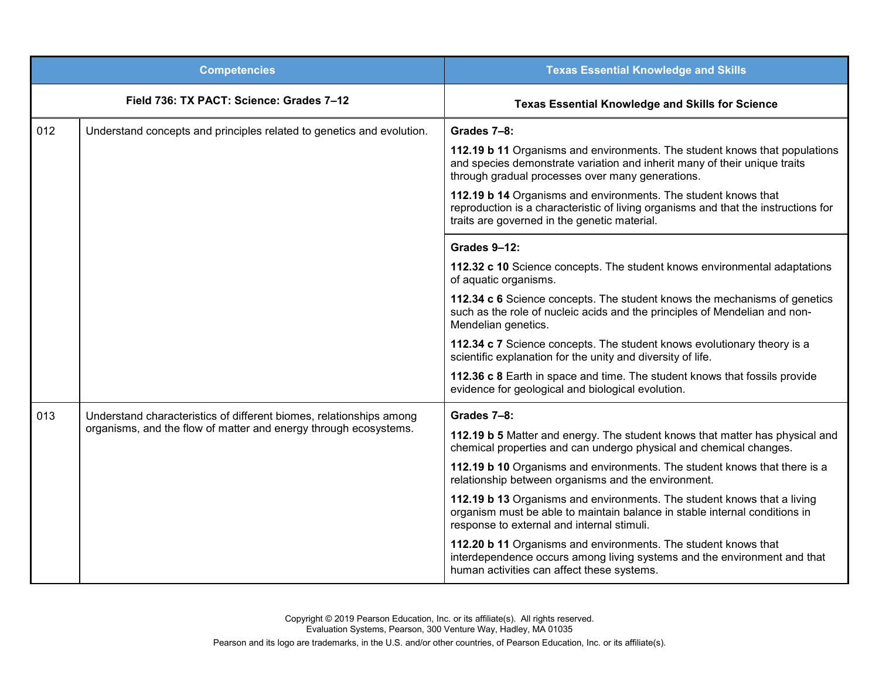| Competencies | | Texas Essential Knowledge and Skills |
|---|---|---|
| **Field 736: TX PACT: Science: Grades 7–12** | | **Texas Essential Knowledge and Skills for Science** |
| 012 | Understand concepts and principles related to genetics and evolution. | **Grades 7–8:**<br><br>**112.19 b 11** Organisms and environments. The student knows that populations and species demonstrate variation and inherit many of their unique traits through gradual processes over many generations.<br><br>**112.19 b 14** Organisms and environments. The student knows that reproduction is a characteristic of living organisms and that the instructions for traits are governed in the genetic material. |
| | | **Grades 9–12:**<br><br>**112.32 c 10** Science concepts. The student knows environmental adaptations of aquatic organisms.<br><br>**112.34 c 6** Science concepts. The student knows the mechanisms of genetics such as the role of nucleic acids and the principles of Mendelian and non-Mendelian genetics.<br><br>**112.34 c 7** Science concepts. The student knows evolutionary theory is a scientific explanation for the unity and diversity of life.<br><br>**112.36 c 8** Earth in space and time. The student knows that fossils provide evidence for geological and biological evolution. |
| 013 | Understand characteristics of different biomes, relationships among organisms, and the flow of matter and energy through ecosystems. | **Grades 7–8:**<br><br>**112.19 b 5** Matter and energy. The student knows that matter has physical and chemical properties and can undergo physical and chemical changes.<br><br>**112.19 b 10** Organisms and environments. The student knows that there is a relationship between organisms and the environment.<br><br>**112.19 b 13** Organisms and environments. The student knows that a living organism must be able to maintain balance in stable internal conditions in response to external and internal stimuli.<br><br>**112.20 b 11** Organisms and environments. The student knows that interdependence occurs among living systems and the environment and that human activities can affect these systems. |

Copyright © 2019 Pearson Education, Inc. or its affiliate(s). All rights reserved.
Evaluation Systems, Pearson, 300 Venture Way, Hadley, MA 01035

Pearson and its logo are trademarks, in the U.S. and/or other countries, of Pearson Education, Inc. or its affiliate(s).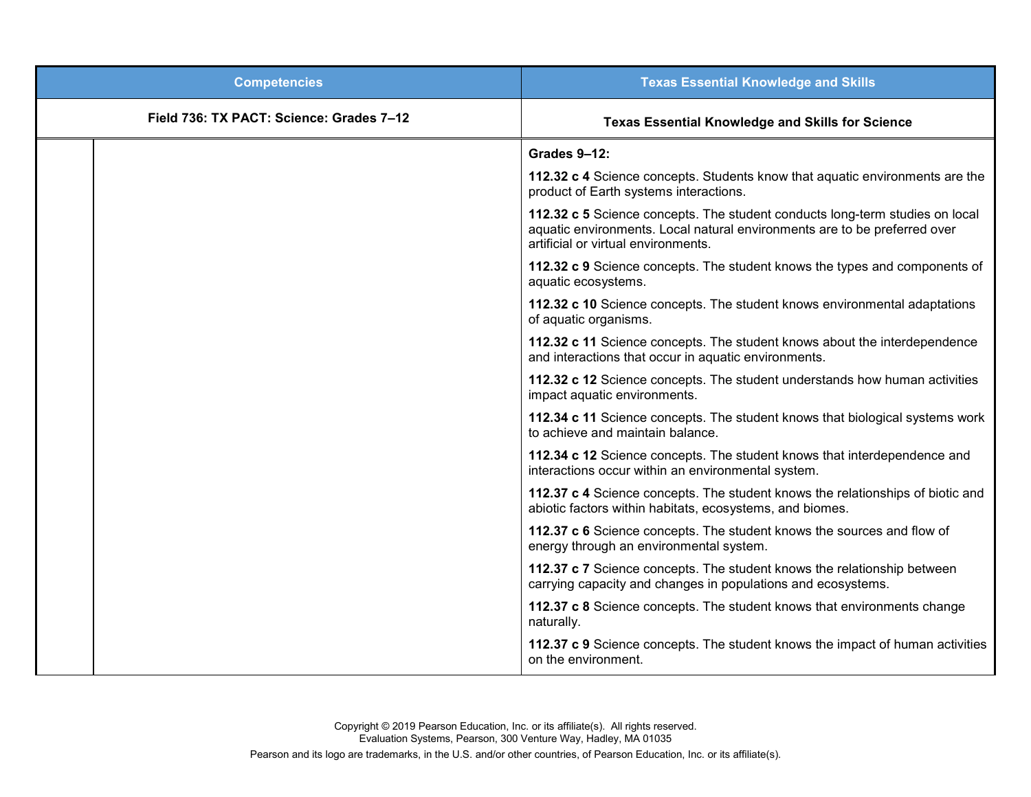| Competencies | | Texas Essential Knowledge and Skills |
|---|---|---|
| **Field 736: TX PACT: Science: Grades 7–12** | | **Texas Essential Knowledge and Skills for Science** |
| | | **Grades 9–12:**<br><br>**112.32 c 4** Science concepts. Students know that aquatic environments are the product of Earth systems interactions.<br><br>**112.32 c 5** Science concepts. The student conducts long-term studies on local aquatic environments. Local natural environments are to be preferred over artificial or virtual environments.<br><br>**112.32 c 9** Science concepts. The student knows the types and components of aquatic ecosystems.<br><br>**112.32 c 10** Science concepts. The student knows environmental adaptations of aquatic organisms.<br><br>**112.32 c 11** Science concepts. The student knows about the interdependence and interactions that occur in aquatic environments.<br><br>**112.32 c 12** Science concepts. The student understands how human activities impact aquatic environments.<br><br>**112.34 c 11** Science concepts. The student knows that biological systems work to achieve and maintain balance.<br><br>**112.34 c 12** Science concepts. The student knows that interdependence and interactions occur within an environmental system.<br><br>**112.37 c 4** Science concepts. The student knows the relationships of biotic and abiotic factors within habitats, ecosystems, and biomes.<br><br>**112.37 c 6** Science concepts. The student knows the sources and flow of energy through an environmental system.<br><br>**112.37 c 7** Science concepts. The student knows the relationship between carrying capacity and changes in populations and ecosystems.<br><br>**112.37 c 8** Science concepts. The student knows that environments change naturally.<br><br>**112.37 c 9** Science concepts. The student knows the impact of human activities on the environment. |

Copyright © 2019 Pearson Education, Inc. or its affiliate(s). All rights reserved.
Evaluation Systems, Pearson, 300 Venture Way, Hadley, MA 01035

Pearson and its logo are trademarks, in the U.S. and/or other countries, of Pearson Education, Inc. or its affiliate(s).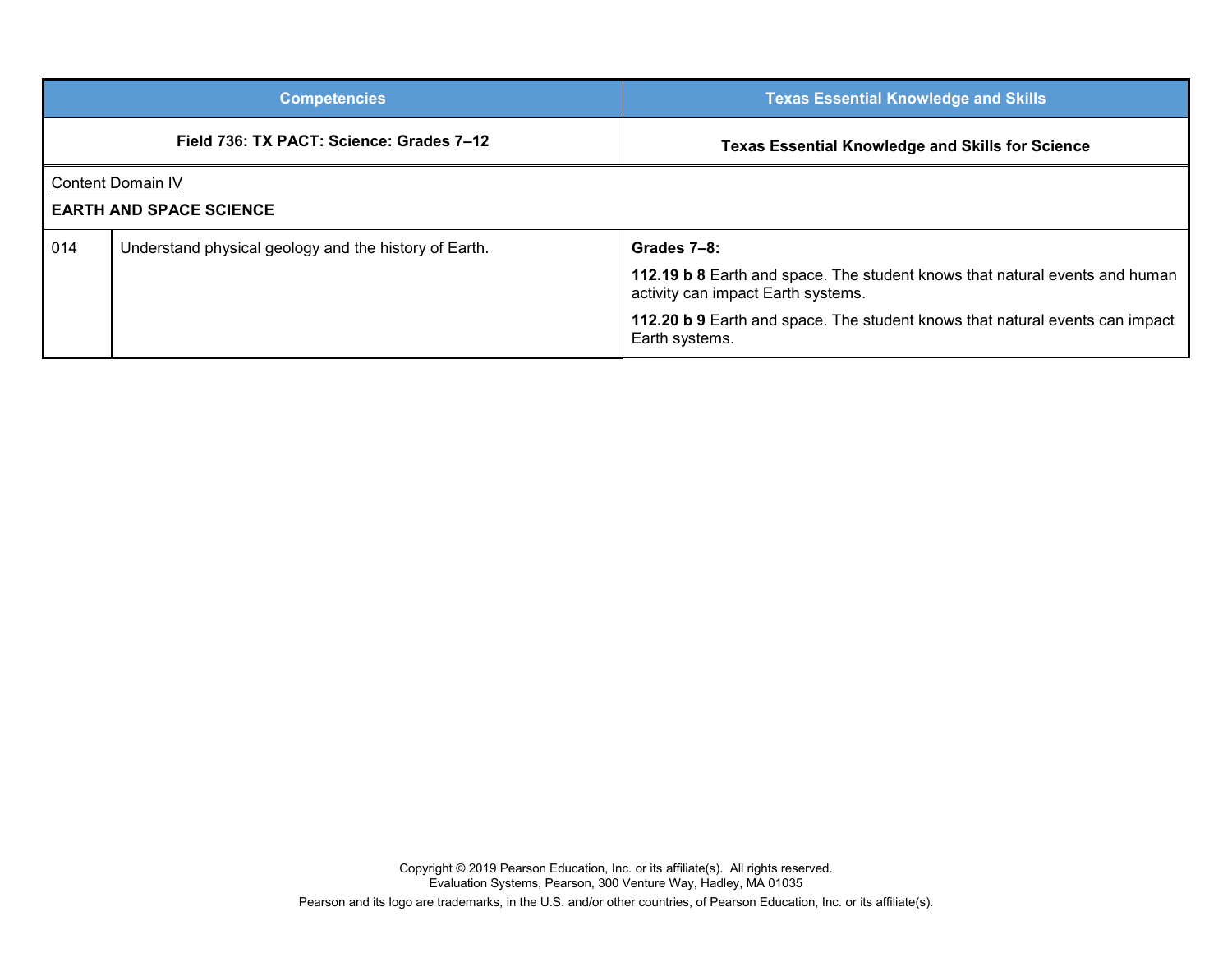| Competencies | | Texas Essential Knowledge and Skills |
|---|---|---|
| **Field 736: TX PACT: Science: Grades 7–12** | | **Texas Essential Knowledge and Skills for Science** |
| Content Domain IV<br>**EARTH AND SPACE SCIENCE** | | |
| 014 | Understand physical geology and the history of Earth. | **Grades 7–8:**<br>**112.19 b 8** Earth and space. The student knows that natural events and human activity can impact Earth systems.<br>**112.20 b 9** Earth and space. The student knows that natural events can impact Earth systems. |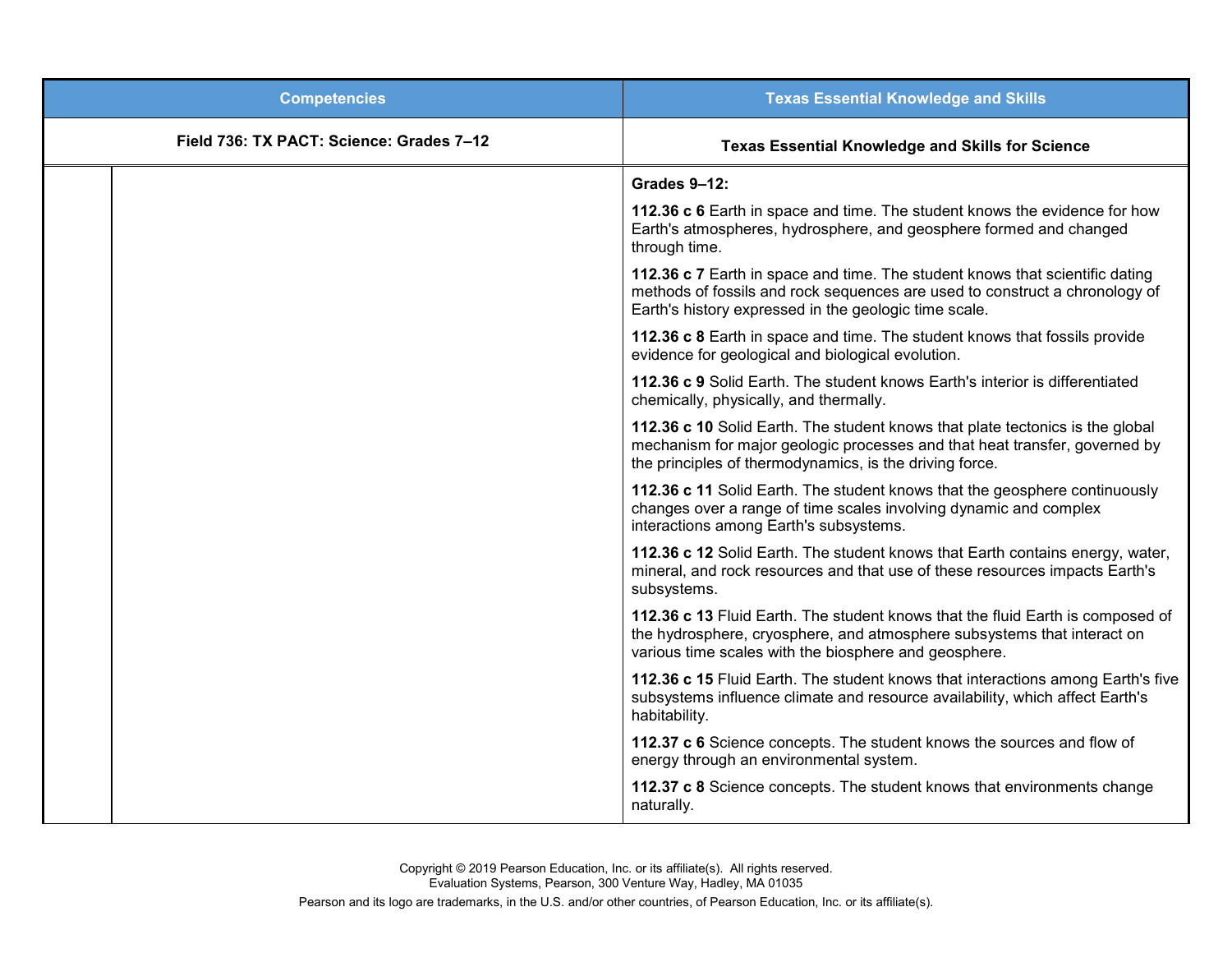| Competencies | | Texas Essential Knowledge and Skills |
| --- | --- | --- |
| **Field 736: TX PACT: Science: Grades 7–12** | | **Texas Essential Knowledge and Skills for Science** |
| | | **Grades 9–12:**<br><br>**112.36 c 6** Earth in space and time. The student knows the evidence for how Earth's atmospheres, hydrosphere, and geosphere formed and changed through time.<br><br>**112.36 c 7** Earth in space and time. The student knows that scientific dating methods of fossils and rock sequences are used to construct a chronology of Earth's history expressed in the geologic time scale.<br><br>**112.36 c 8** Earth in space and time. The student knows that fossils provide evidence for geological and biological evolution.<br><br>**112.36 c 9** Solid Earth. The student knows Earth's interior is differentiated chemically, physically, and thermally.<br><br>**112.36 c 10** Solid Earth. The student knows that plate tectonics is the global mechanism for major geologic processes and that heat transfer, governed by the principles of thermodynamics, is the driving force.<br><br>**112.36 c 11** Solid Earth. The student knows that the geosphere continuously changes over a range of time scales involving dynamic and complex interactions among Earth's subsystems.<br><br>**112.36 c 12** Solid Earth. The student knows that Earth contains energy, water, mineral, and rock resources and that use of these resources impacts Earth's subsystems.<br><br>**112.36 c 13** Fluid Earth. The student knows that the fluid Earth is composed of the hydrosphere, cryosphere, and atmosphere subsystems that interact on various time scales with the biosphere and geosphere.<br><br>**112.36 c 15** Fluid Earth. The student knows that interactions among Earth's five subsystems influence climate and resource availability, which affect Earth's habitability.<br><br>**112.37 c 6** Science concepts. The student knows the sources and flow of energy through an environmental system.<br><br>**112.37 c 8** Science concepts. The student knows that environments change naturally. |

Copyright © 2019 Pearson Education, Inc. or its affiliate(s). All rights reserved.
Evaluation Systems, Pearson, 300 Venture Way, Hadley, MA 01035

Pearson and its logo are trademarks, in the U.S. and/or other countries, of Pearson Education, Inc. or its affiliate(s).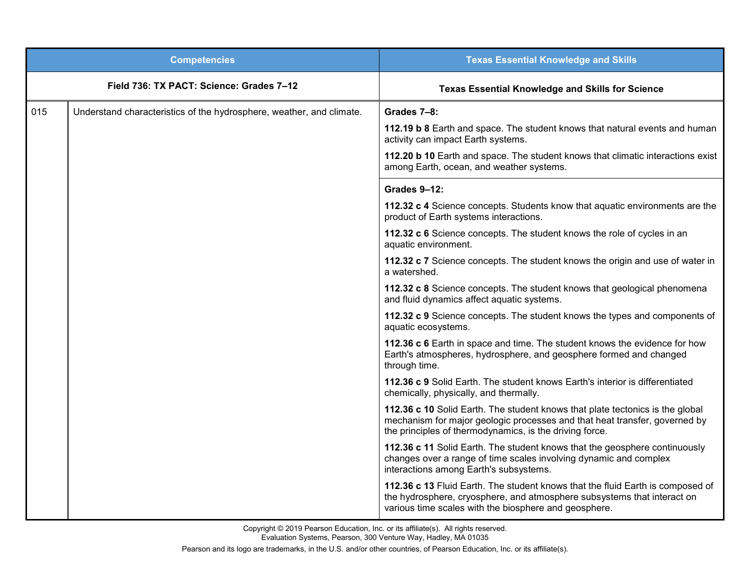| Competencies | | Texas Essential Knowledge and Skills |
|---|---|---|
| **Field 736: TX PACT: Science: Grades 7–12** | | **Texas Essential Knowledge and Skills for Science** |
| 015 | Understand characteristics of the hydrosphere, weather, and climate. | **Grades 7–8:**<br><br>**112.19 b 8** Earth and space. The student knows that natural events and human activity can impact Earth systems.<br><br>**112.20 b 10** Earth and space. The student knows that climatic interactions exist among Earth, ocean, and weather systems. |
| | | **Grades 9–12:**<br><br>**112.32 c 4** Science concepts. Students know that aquatic environments are the product of Earth systems interactions.<br><br>**112.32 c 6** Science concepts. The student knows the role of cycles in an aquatic environment.<br><br>**112.32 c 7** Science concepts. The student knows the origin and use of water in a watershed.<br><br>**112.32 c 8** Science concepts. The student knows that geological phenomena and fluid dynamics affect aquatic systems.<br><br>**112.32 c 9** Science concepts. The student knows the types and components of aquatic ecosystems.<br><br>**112.36 c 6** Earth in space and time. The student knows the evidence for how Earth's atmospheres, hydrosphere, and geosphere formed and changed through time.<br><br>**112.36 c 9** Solid Earth. The student knows Earth's interior is differentiated chemically, physically, and thermally.<br><br>**112.36 c 10** Solid Earth. The student knows that plate tectonics is the global mechanism for major geologic processes and that heat transfer, governed by the principles of thermodynamics, is the driving force.<br><br>**112.36 c 11** Solid Earth. The student knows that the geosphere continuously changes over a range of time scales involving dynamic and complex interactions among Earth's subsystems.<br><br>**112.36 c 13** Fluid Earth. The student knows that the fluid Earth is composed of the hydrosphere, cryosphere, and atmosphere subsystems that interact on various time scales with the biosphere and geosphere. |

Copyright © 2019 Pearson Education, Inc. or its affiliate(s). All rights reserved.
Evaluation Systems, Pearson, 300 Venture Way, Hadley, MA 01035

Pearson and its logo are trademarks, in the U.S. and/or other countries, of Pearson Education, Inc. or its affiliate(s).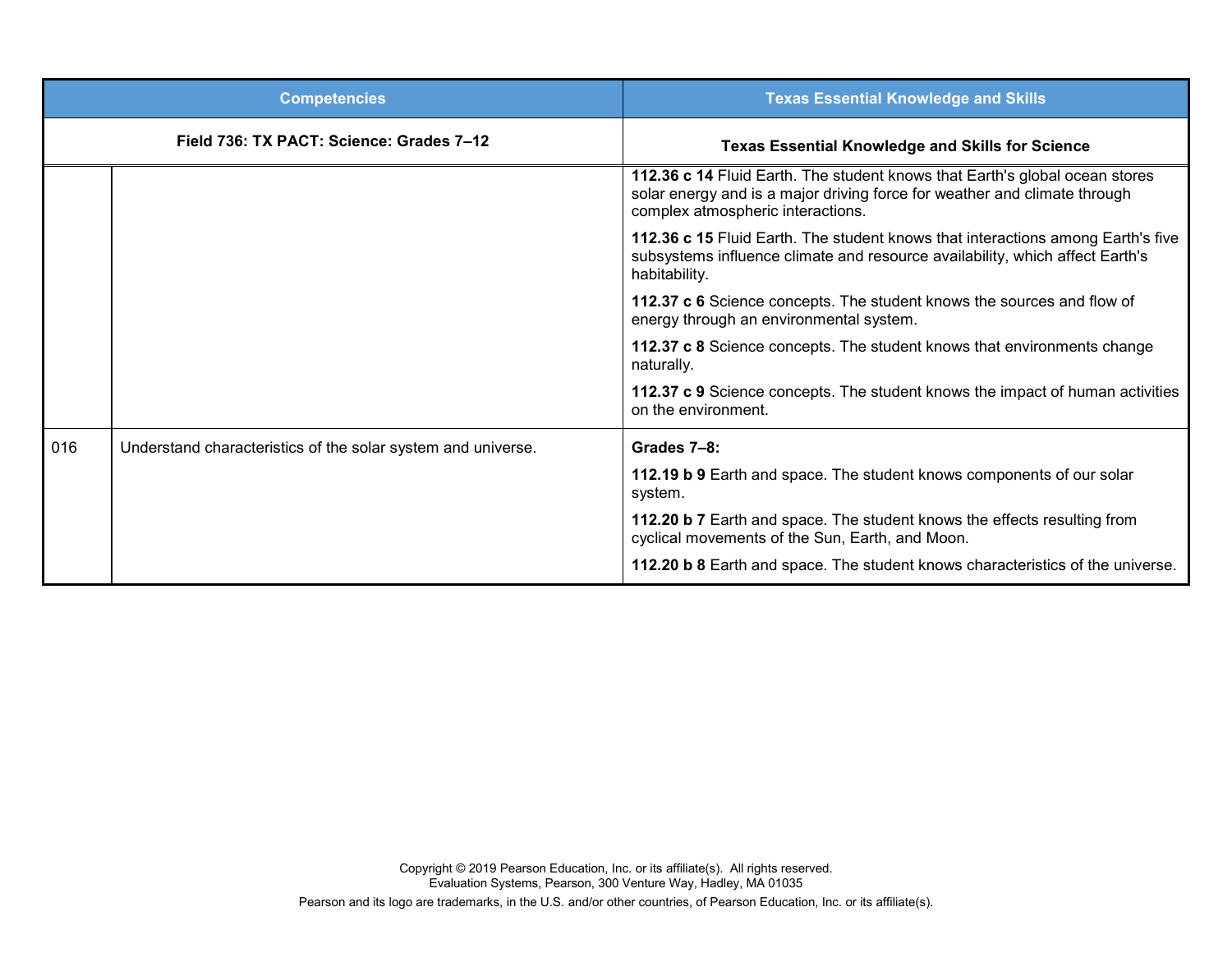| Competencies | | Texas Essential Knowledge and Skills |
|---|---|---|
| **Field 736: TX PACT: Science: Grades 7–12** | | **Texas Essential Knowledge and Skills for Science** |
| | | **112.36 c 14** Fluid Earth. The student knows that Earth's global ocean stores solar energy and is a major driving force for weather and climate through complex atmospheric interactions.<br><br>**112.36 c 15** Fluid Earth. The student knows that interactions among Earth's five subsystems influence climate and resource availability, which affect Earth's habitability.<br><br>**112.37 c 6** Science concepts. The student knows the sources and flow of energy through an environmental system.<br><br>**112.37 c 8** Science concepts. The student knows that environments change naturally.<br><br>**112.37 c 9** Science concepts. The student knows the impact of human activities on the environment. |
| 016 | Understand characteristics of the solar system and universe. | **Grades 7–8:**<br><br>**112.19 b 9** Earth and space. The student knows components of our solar system.<br><br>**112.20 b 7** Earth and space. The student knows the effects resulting from cyclical movements of the Sun, Earth, and Moon.<br><br>**112.20 b 8** Earth and space. The student knows characteristics of the universe. |

Copyright © 2019 Pearson Education, Inc. or its affiliate(s). All rights reserved.
Evaluation Systems, Pearson, 300 Venture Way, Hadley, MA 01035

Pearson and its logo are trademarks, in the U.S. and/or other countries, of Pearson Education, Inc. or its affiliate(s).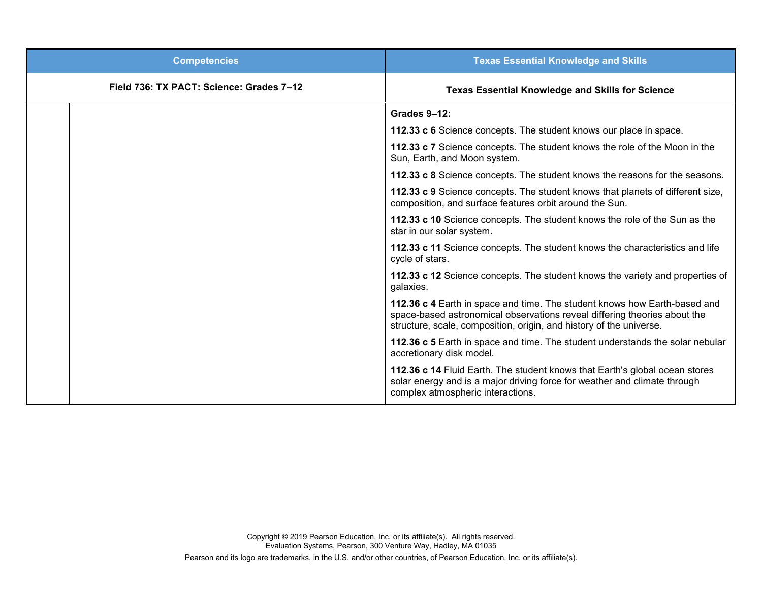| Competencies | | Texas Essential Knowledge and Skills |
|---|---|---|
| **Field 736: TX PACT: Science: Grades 7–12** | | **Texas Essential Knowledge and Skills for Science** |
| | | **Grades 9–12:**<br><br>**112.33 c 6** Science concepts. The student knows our place in space.<br><br>**112.33 c 7** Science concepts. The student knows the role of the Moon in the Sun, Earth, and Moon system.<br><br>**112.33 c 8** Science concepts. The student knows the reasons for the seasons.<br><br>**112.33 c 9** Science concepts. The student knows that planets of different size, composition, and surface features orbit around the Sun.<br><br>**112.33 c 10** Science concepts. The student knows the role of the Sun as the star in our solar system.<br><br>**112.33 c 11** Science concepts. The student knows the characteristics and life cycle of stars.<br><br>**112.33 c 12** Science concepts. The student knows the variety and properties of galaxies.<br><br>**112.36 c 4** Earth in space and time. The student knows how Earth-based and space-based astronomical observations reveal differing theories about the structure, scale, composition, origin, and history of the universe.<br><br>**112.36 c 5** Earth in space and time. The student understands the solar nebular accretionary disk model.<br><br>**112.36 c 14** Fluid Earth. The student knows that Earth's global ocean stores solar energy and is a major driving force for weather and climate through complex atmospheric interactions. |

Copyright © 2019 Pearson Education, Inc. or its affiliate(s). All rights reserved.
Evaluation Systems, Pearson, 300 Venture Way, Hadley, MA 01035

Pearson and its logo are trademarks, in the U.S. and/or other countries, of Pearson Education, Inc. or its affiliate(s).